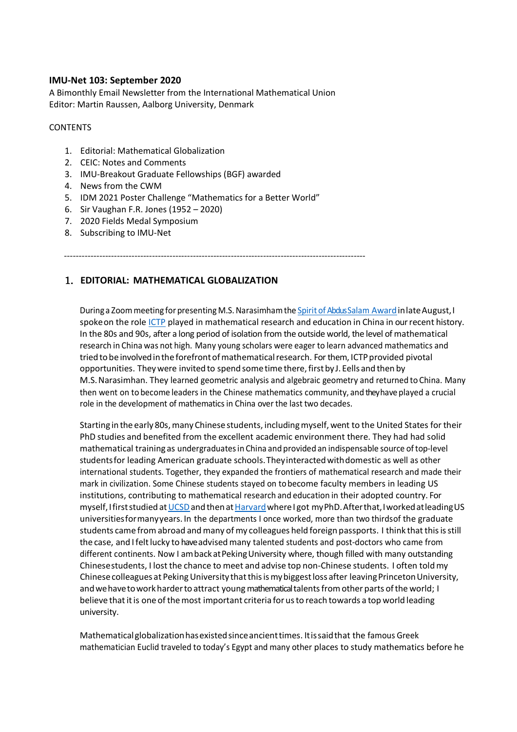**IMU-Net 103: September 2020**

A Bimonthly Email Newsletter from the International Mathematical Union
Editor: Martin Raussen, Aalborg University, Denmark

CONTENTS

1. Editorial: Mathematical Globalization
2. CEIC: Notes and Comments
3. IMU-Breakout Graduate Fellowships (BGF) awarded
4. News from the CWM
5. IDM 2021 Poster Challenge "Mathematics for a Better World"
6. Sir Vaughan F.R. Jones (1952 – 2020)
7. 2020 Fields Medal Symposium
8. Subscribing to IMU-Net

------------------------------------------------------------------------------------------------------

## 1. EDITORIAL: MATHEMATICAL GLOBALIZATION

During a Zoom meeting for presenting M.S. Narasimham the Spirit of Abdus Salam Award in late August, I spoke on the role ICTP played in mathematical research and education in China in our recent history. In the 80s and 90s, after a long period of isolation from the outside world, the level of mathematical research in China was not high. Many young scholars were eager to learn advanced mathematics and tried to be involved in the forefront of mathematical research. For them, ICTP provided pivotal opportunities. They were invited to spend some time there, first by J. Eells and then by M.S. Narasimhan. They learned geometric analysis and algebraic geometry and returned to China. Many then went on to become leaders in the Chinese mathematics community, and they have played a crucial role in the development of mathematics in China over the last two decades.

Starting in the early 80s, many Chinese students, including myself, went to the United States for their PhD studies and benefited from the excellent academic environment there. They had had solid mathematical training as undergraduates in China and provided an indispensable source of top-level students for leading American graduate schools. They interacted with domestic as well as other international students. Together, they expanded the frontiers of mathematical research and made their mark in civilization. Some Chinese students stayed on to become faculty members in leading US institutions, contributing to mathematical research and education in their adopted country. For myself, I first studied at UCSD and then at Harvard where I got my PhD. After that, I worked at leading US universities for many years. In the departments I once worked, more than two thirds of the graduate students came from abroad and many of my colleagues held foreign passports. I think that this is still the case, and I felt lucky to have advised many talented students and post-doctors who came from different continents. Now I am back at Peking University where, though filled with many outstanding Chinese students, I lost the chance to meet and advise top non-Chinese students. I often told my Chinese colleagues at Peking University that this is my biggest loss after leaving Princeton University, and we have to work harder to attract young mathematical talents from other parts of the world; I believe that it is one of the most important criteria for us to reach towards a top world leading university.

Mathematical globalization has existed since ancient times. It is said that the famous Greek mathematician Euclid traveled to today's Egypt and many other places to study mathematics before he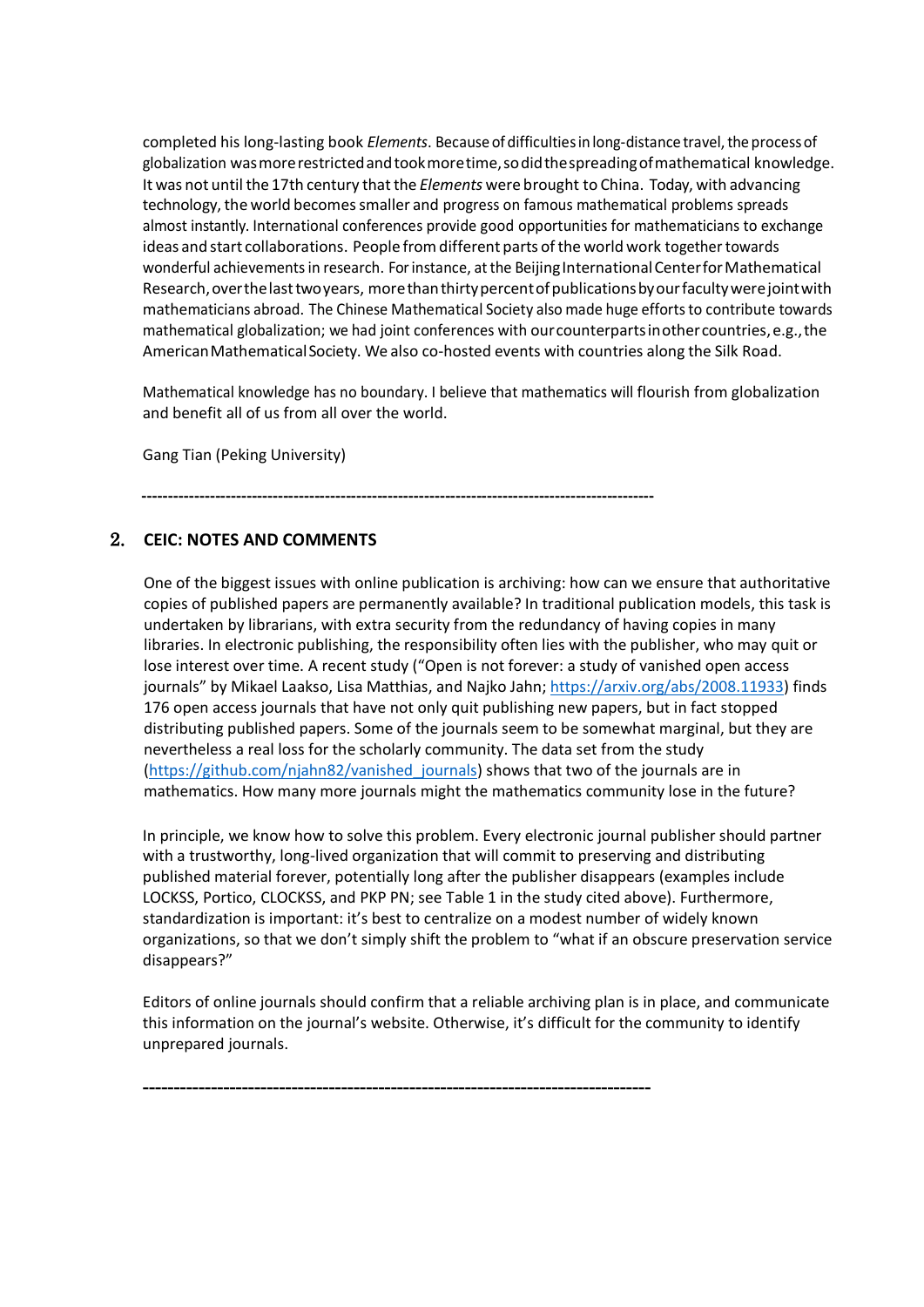completed his long-lasting book *Elements*. Because of difficulties in long-distance travel, the process of globalization was more restricted and took more time, so did the spreading of mathematical knowledge. It was not until the 17th century that the *Elements* were brought to China. Today, with advancing technology, the world becomes smaller and progress on famous mathematical problems spreads almost instantly. International conferences provide good opportunities for mathematicians to exchange ideas and start collaborations. People from different parts of the world work together towards wonderful achievements in research. For instance, at the Beijing International Center for Mathematical Research, over the last two years, more than thirty percent of publications by our faculty were joint with mathematicians abroad. The Chinese Mathematical Society also made huge efforts to contribute towards mathematical globalization; we had joint conferences with our counterparts in other countries, e.g., the American Mathematical Society. We also co-hosted events with countries along the Silk Road.

Mathematical knowledge has no boundary. I believe that mathematics will flourish from globalization and benefit all of us from all over the world.

Gang Tian (Peking University)

---

## 2. CEIC: NOTES AND COMMENTS

One of the biggest issues with online publication is archiving: how can we ensure that authoritative copies of published papers are permanently available? In traditional publication models, this task is undertaken by librarians, with extra security from the redundancy of having copies in many libraries. In electronic publishing, the responsibility often lies with the publisher, who may quit or lose interest over time. A recent study ("Open is not forever: a study of vanished open access journals" by Mikael Laakso, Lisa Matthias, and Najko Jahn; https://arxiv.org/abs/2008.11933) finds 176 open access journals that have not only quit publishing new papers, but in fact stopped distributing published papers. Some of the journals seem to be somewhat marginal, but they are nevertheless a real loss for the scholarly community. The data set from the study (https://github.com/njahn82/vanished_journals) shows that two of the journals are in mathematics. How many more journals might the mathematics community lose in the future?

In principle, we know how to solve this problem. Every electronic journal publisher should partner with a trustworthy, long-lived organization that will commit to preserving and distributing published material forever, potentially long after the publisher disappears (examples include LOCKSS, Portico, CLOCKSS, and PKP PN; see Table 1 in the study cited above). Furthermore, standardization is important: it's best to centralize on a modest number of widely known organizations, so that we don't simply shift the problem to "what if an obscure preservation service disappears?"

Editors of online journals should confirm that a reliable archiving plan is in place, and communicate this information on the journal's website. Otherwise, it's difficult for the community to identify unprepared journals.

---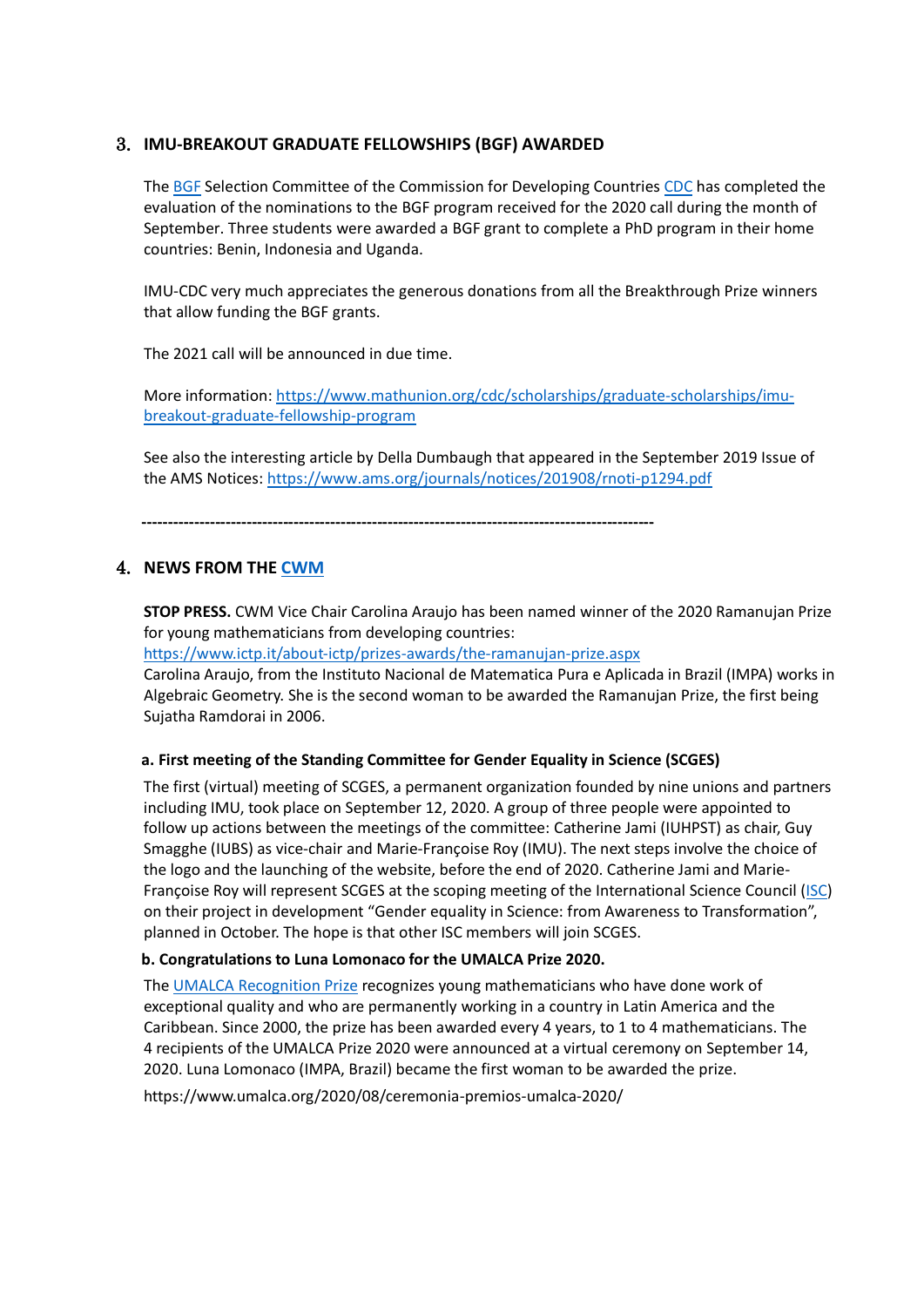## 3. IMU-BREAKOUT GRADUATE FELLOWSHIPS (BGF) AWARDED

The BGF Selection Committee of the Commission for Developing Countries CDC has completed the evaluation of the nominations to the BGF program received for the 2020 call during the month of September. Three students were awarded a BGF grant to complete a PhD program in their home countries: Benin, Indonesia and Uganda.

IMU-CDC very much appreciates the generous donations from all the Breakthrough Prize winners that allow funding the BGF grants.

The 2021 call will be announced in due time.

More information: https://www.mathunion.org/cdc/scholarships/graduate-scholarships/imu-breakout-graduate-fellowship-program

See also the interesting article by Della Dumbaugh that appeared in the September 2019 Issue of the AMS Notices: https://www.ams.org/journals/notices/201908/rnoti-p1294.pdf

---

## 4. NEWS FROM THE CWM

**STOP PRESS.** CWM Vice Chair Carolina Araujo has been named winner of the 2020 Ramanujan Prize for young mathematicians from developing countries:
https://www.ictp.it/about-ictp/prizes-awards/the-ramanujan-prize.aspx
Carolina Araujo, from the Instituto Nacional de Matematica Pura e Aplicada in Brazil (IMPA) works in Algebraic Geometry. She is the second woman to be awarded the Ramanujan Prize, the first being Sujatha Ramdorai in 2006.

### a. First meeting of the Standing Committee for Gender Equality in Science (SCGES)

The first (virtual) meeting of SCGES, a permanent organization founded by nine unions and partners including IMU, took place on September 12, 2020. A group of three people were appointed to follow up actions between the meetings of the committee: Catherine Jami (IUHPST) as chair, Guy Smagghe (IUBS) as vice-chair and Marie-Françoise Roy (IMU). The next steps involve the choice of the logo and the launching of the website, before the end of 2020. Catherine Jami and Marie-Françoise Roy will represent SCGES at the scoping meeting of the International Science Council (ISC) on their project in development "Gender equality in Science: from Awareness to Transformation", planned in October. The hope is that other ISC members will join SCGES.

### b. Congratulations to Luna Lomonaco for the UMALCA Prize 2020.

The UMALCA Recognition Prize recognizes young mathematicians who have done work of exceptional quality and who are permanently working in a country in Latin America and the Caribbean. Since 2000, the prize has been awarded every 4 years, to 1 to 4 mathematicians. The 4 recipients of the UMALCA Prize 2020 were announced at a virtual ceremony on September 14, 2020. Luna Lomonaco (IMPA, Brazil) became the first woman to be awarded the prize.

https://www.umalca.org/2020/08/ceremonia-premios-umalca-2020/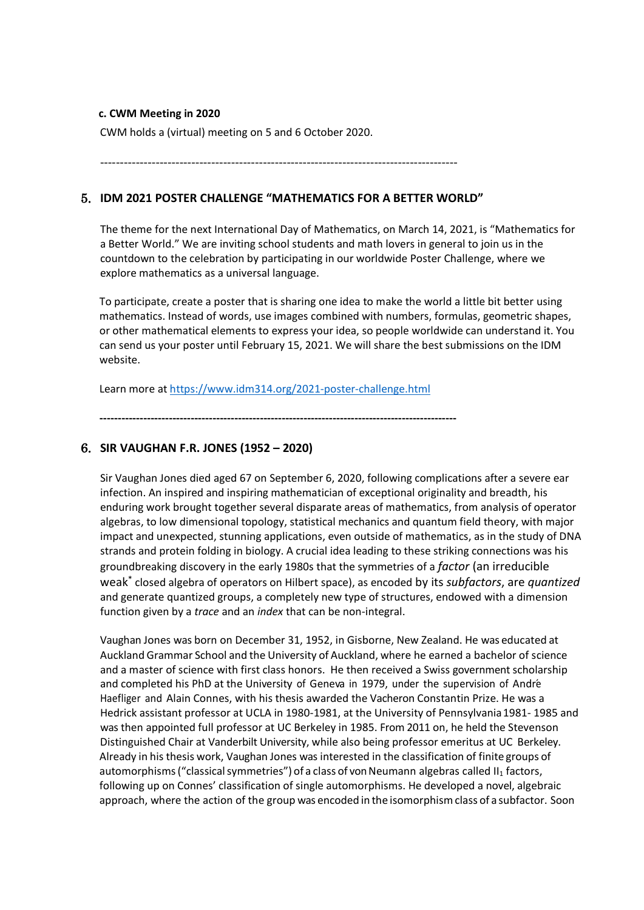### c. CWM Meeting in 2020

CWM holds a (virtual) meeting on 5 and 6 October 2020.

---

## 5. IDM 2021 POSTER CHALLENGE "MATHEMATICS FOR A BETTER WORLD"

The theme for the next International Day of Mathematics, on March 14, 2021, is "Mathematics for a Better World." We are inviting school students and math lovers in general to join us in the countdown to the celebration by participating in our worldwide Poster Challenge, where we explore mathematics as a universal language.

To participate, create a poster that is sharing one idea to make the world a little bit better using mathematics. Instead of words, use images combined with numbers, formulas, geometric shapes, or other mathematical elements to express your idea, so people worldwide can understand it. You can send us your poster until February 15, 2021. We will share the best submissions on the IDM website.

Learn more at https://www.idm314.org/2021-poster-challenge.html

---

## 6. SIR VAUGHAN F.R. JONES (1952 – 2020)

Sir Vaughan Jones died aged 67 on September 6, 2020, following complications after a severe ear infection. An inspired and inspiring mathematician of exceptional originality and breadth, his enduring work brought together several disparate areas of mathematics, from analysis of operator algebras, to low dimensional topology, statistical mechanics and quantum field theory, with major impact and unexpected, stunning applications, even outside of mathematics, as in the study of DNA strands and protein folding in biology. A crucial idea leading to these striking connections was his groundbreaking discovery in the early 1980s that the symmetries of a *factor* (an irreducible weak* closed algebra of operators on Hilbert space), as encoded by its *subfactors*, are *quantized* and generate quantized groups, a completely new type of structures, endowed with a dimension function given by a *trace* and an *index* that can be non-integral.

Vaughan Jones was born on December 31, 1952, in Gisborne, New Zealand. He was educated at Auckland Grammar School and the University of Auckland, where he earned a bachelor of science and a master of science with first class honors. He then received a Swiss government scholarship and completed his PhD at the University of Geneva in 1979, under the supervision of André Haefliger and Alain Connes, with his thesis awarded the Vacheron Constantin Prize. He was a Hedrick assistant professor at UCLA in 1980-1981, at the University of Pennsylvania 1981- 1985 and was then appointed full professor at UC Berkeley in 1985. From 2011 on, he held the Stevenson Distinguished Chair at Vanderbilt University, while also being professor emeritus at UC Berkeley. Already in his thesis work, Vaughan Jones was interested in the classification of finite groups of automorphisms ("classical symmetries") of a class of von Neumann algebras called $II_1$ factors, following up on Connes' classification of single automorphisms. He developed a novel, algebraic approach, where the action of the group was encoded in the isomorphism class of a subfactor. Soon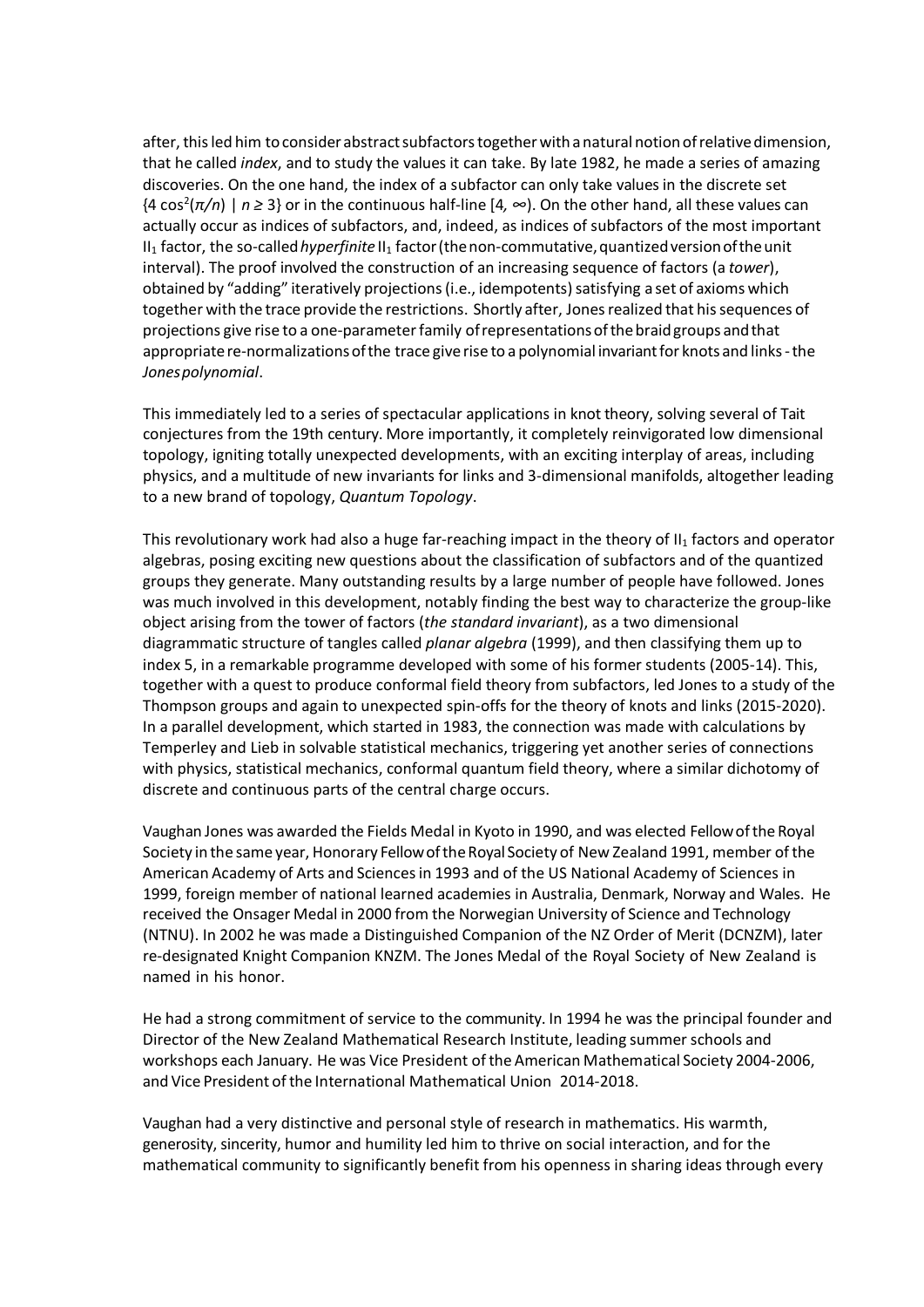after, this led him to consider abstract subfactors together with a natural notion of relative dimension, that he called *index*, and to study the values it can take. By late 1982, he made a series of amazing discoveries. On the one hand, the index of a subfactor can only take values in the discrete set $\{4\cos^2(\pi/n) \mid n \geq 3\}$ or in the continuous half-line $[4, \infty)$. On the other hand, all these values can actually occur as indices of subfactors, and, indeed, as indices of subfactors of the most important $II_1$ factor, the so-called *hyperfinite* $II_1$ factor (the non-commutative, quantized version of the unit interval). The proof involved the construction of an increasing sequence of factors (a *tower*), obtained by "adding" iteratively projections (i.e., idempotents) satisfying a set of axioms which together with the trace provide the restrictions. Shortly after, Jones realized that his sequences of projections give rise to a one-parameter family of representations of the braid groups and that appropriate re-normalizations of the trace give rise to a polynomial invariant for knots and links - the *Jones polynomial*.

This immediately led to a series of spectacular applications in knot theory, solving several of Tait conjectures from the 19th century. More importantly, it completely reinvigorated low dimensional topology, igniting totally unexpected developments, with an exciting interplay of areas, including physics, and a multitude of new invariants for links and 3-dimensional manifolds, altogether leading to a new brand of topology, *Quantum Topology*.

This revolutionary work had also a huge far-reaching impact in the theory of $II_1$ factors and operator algebras, posing exciting new questions about the classification of subfactors and of the quantized groups they generate. Many outstanding results by a large number of people have followed. Jones was much involved in this development, notably finding the best way to characterize the group-like object arising from the tower of factors (*the standard invariant*), as a two dimensional diagrammatic structure of tangles called *planar algebra* (1999), and then classifying them up to index 5, in a remarkable programme developed with some of his former students (2005-14). This, together with a quest to produce conformal field theory from subfactors, led Jones to a study of the Thompson groups and again to unexpected spin-offs for the theory of knots and links (2015-2020). In a parallel development, which started in 1983, the connection was made with calculations by Temperley and Lieb in solvable statistical mechanics, triggering yet another series of connections with physics, statistical mechanics, conformal quantum field theory, where a similar dichotomy of discrete and continuous parts of the central charge occurs.

Vaughan Jones was awarded the Fields Medal in Kyoto in 1990, and was elected Fellow of the Royal Society in the same year, Honorary Fellow of the Royal Society of New Zealand 1991, member of the American Academy of Arts and Sciences in 1993 and of the US National Academy of Sciences in 1999, foreign member of national learned academies in Australia, Denmark, Norway and Wales. He received the Onsager Medal in 2000 from the Norwegian University of Science and Technology (NTNU). In 2002 he was made a Distinguished Companion of the NZ Order of Merit (DCNZM), later re-designated Knight Companion KNZM. The Jones Medal of the Royal Society of New Zealand is named in his honor.

He had a strong commitment of service to the community. In 1994 he was the principal founder and Director of the New Zealand Mathematical Research Institute, leading summer schools and workshops each January. He was Vice President of the American Mathematical Society 2004-2006, and Vice President of the International Mathematical Union 2014-2018.

Vaughan had a very distinctive and personal style of research in mathematics. His warmth, generosity, sincerity, humor and humility led him to thrive on social interaction, and for the mathematical community to significantly benefit from his openness in sharing ideas through every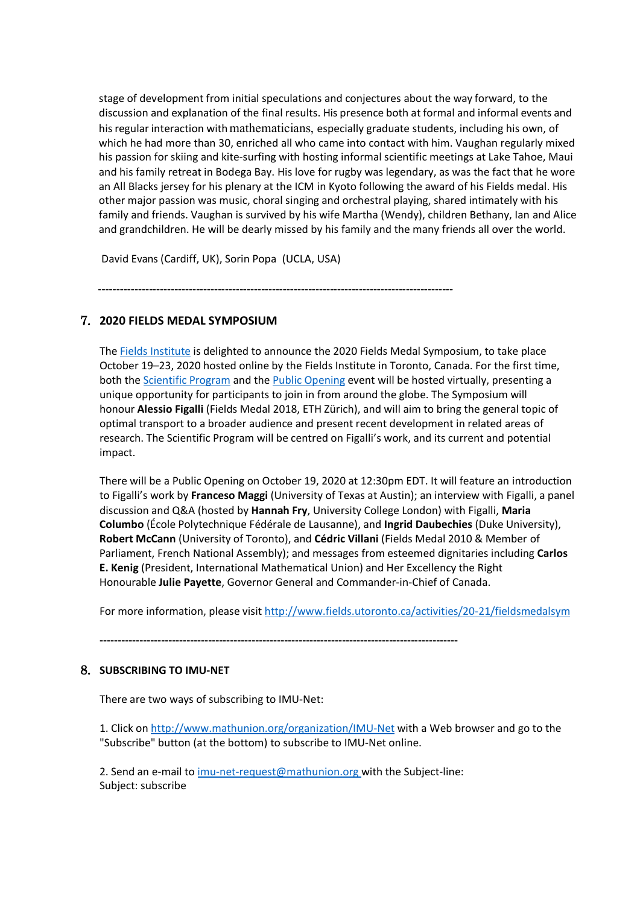stage of development from initial speculations and conjectures about the way forward, to the discussion and explanation of the final results. His presence both at formal and informal events and his regular interaction with mathematicians, especially graduate students, including his own, of which he had more than 30, enriched all who came into contact with him. Vaughan regularly mixed his passion for skiing and kite-surfing with hosting informal scientific meetings at Lake Tahoe, Maui and his family retreat in Bodega Bay. His love for rugby was legendary, as was the fact that he wore an All Blacks jersey for his plenary at the ICM in Kyoto following the award of his Fields medal. His other major passion was music, choral singing and orchestral playing, shared intimately with his family and friends. Vaughan is survived by his wife Martha (Wendy), children Bethany, Ian and Alice and grandchildren. He will be dearly missed by his family and the many friends all over the world.

David Evans (Cardiff, UK), Sorin Popa (UCLA, USA)

---

## 7. 2020 FIELDS MEDAL SYMPOSIUM

The Fields Institute is delighted to announce the 2020 Fields Medal Symposium, to take place October 19–23, 2020 hosted online by the Fields Institute in Toronto, Canada. For the first time, both the Scientific Program and the Public Opening event will be hosted virtually, presenting a unique opportunity for participants to join in from around the globe. The Symposium will honour **Alessio Figalli** (Fields Medal 2018, ETH Zürich), and will aim to bring the general topic of optimal transport to a broader audience and present recent development in related areas of research. The Scientific Program will be centred on Figalli's work, and its current and potential impact.

There will be a Public Opening on October 19, 2020 at 12:30pm EDT. It will feature an introduction to Figalli's work by **Franceso Maggi** (University of Texas at Austin); an interview with Figalli, a panel discussion and Q&A (hosted by **Hannah Fry**, University College London) with Figalli, **Maria Columbo** (École Polytechnique Fédérale de Lausanne), and **Ingrid Daubechies** (Duke University), **Robert McCann** (University of Toronto), and **Cédric Villani** (Fields Medal 2010 & Member of Parliament, French National Assembly); and messages from esteemed dignitaries including **Carlos E. Kenig** (President, International Mathematical Union) and Her Excellency the Right Honourable **Julie Payette**, Governor General and Commander-in-Chief of Canada.

For more information, please visit http://www.fields.utoronto.ca/activities/20-21/fieldsmedalsym

---

## 8. SUBSCRIBING TO IMU-NET

There are two ways of subscribing to IMU-Net:

1. Click on http://www.mathunion.org/organization/IMU-Net with a Web browser and go to the "Subscribe" button (at the bottom) to subscribe to IMU-Net online.

2. Send an e-mail to imu-net-request@mathunion.org with the Subject-line:
Subject: subscribe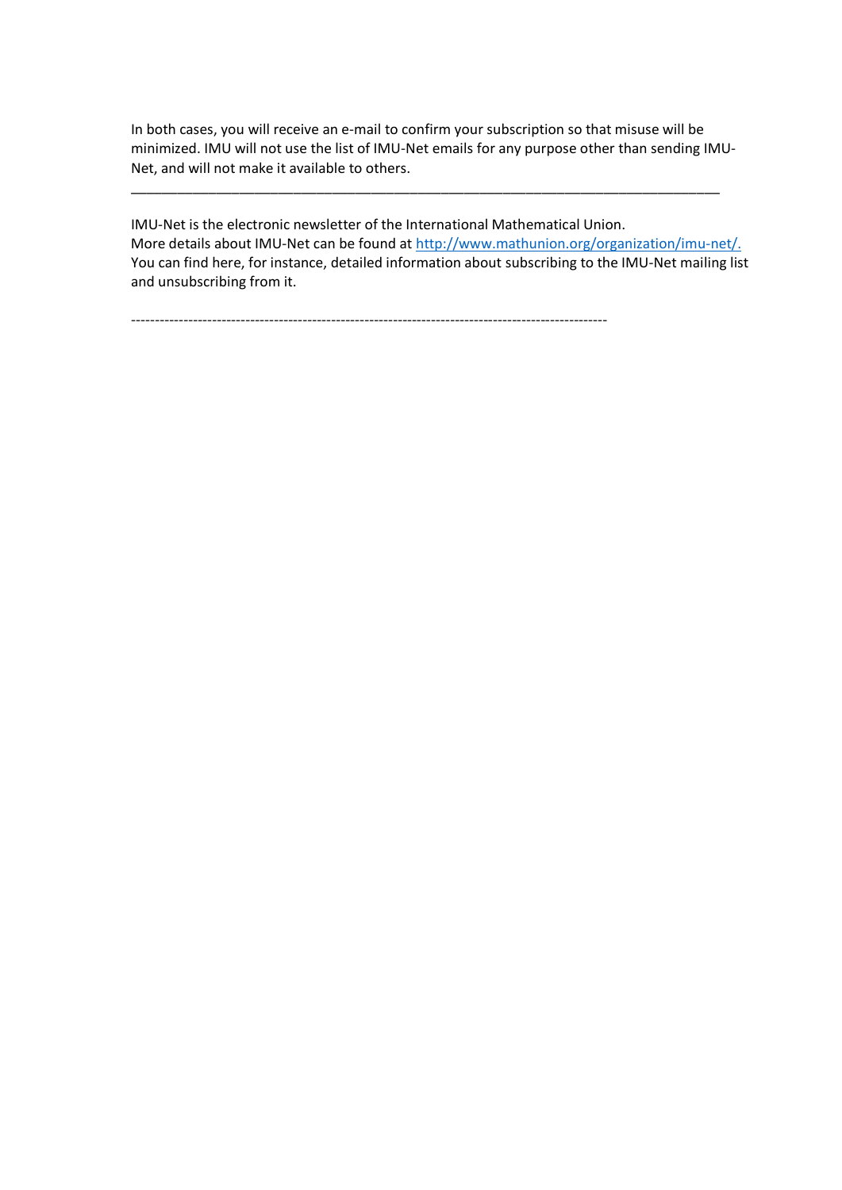In both cases, you will receive an e-mail to confirm your subscription so that misuse will be minimized. IMU will not use the list of IMU-Net emails for any purpose other than sending IMU-Net, and will not make it available to others.

---

IMU-Net is the electronic newsletter of the International Mathematical Union.
More details about IMU-Net can be found at http://www.mathunion.org/organization/imu-net/.
You can find here, for instance, detailed information about subscribing to the IMU-Net mailing list and unsubscribing from it.

---